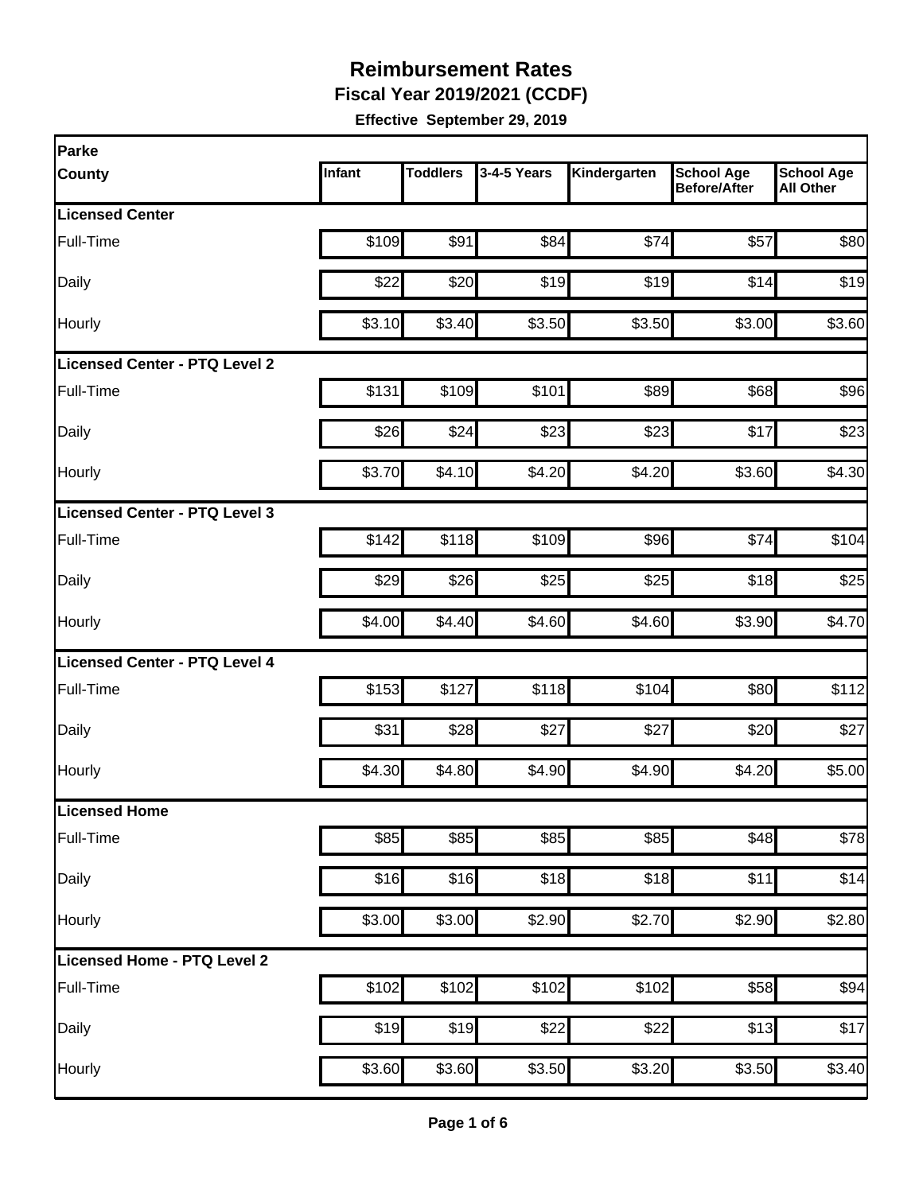# Reimbursement Rates

**Fiscal Year 2019/2021 (CCDF)**

**Effective September 29, 2019**

| Parke County | Infant | Toddlers | 3-4-5 Years | Kindergarten | School Age Before/After | School Age All Other |
|---|---|---|---|---|---|---|
| **Licensed Center** | | | | | | |
| Full-Time | $109 | $91 | $84 | $74 | $57 | $80 |
| Daily | $22 | $20 | $19 | $19 | $14 | $19 |
| Hourly | $3.10 | $3.40 | $3.50 | $3.50 | $3.00 | $3.60 |
| **Licensed Center - PTQ Level 2** | | | | | | |
| Full-Time | $131 | $109 | $101 | $89 | $68 | $96 |
| Daily | $26 | $24 | $23 | $23 | $17 | $23 |
| Hourly | $3.70 | $4.10 | $4.20 | $4.20 | $3.60 | $4.30 |
| **Licensed Center - PTQ Level 3** | | | | | | |
| Full-Time | $142 | $118 | $109 | $96 | $74 | $104 |
| Daily | $29 | $26 | $25 | $25 | $18 | $25 |
| Hourly | $4.00 | $4.40 | $4.60 | $4.60 | $3.90 | $4.70 |
| **Licensed Center - PTQ Level 4** | | | | | | |
| Full-Time | $153 | $127 | $118 | $104 | $80 | $112 |
| Daily | $31 | $28 | $27 | $27 | $20 | $27 |
| Hourly | $4.30 | $4.80 | $4.90 | $4.90 | $4.20 | $5.00 |
| **Licensed Home** | | | | | | |
| Full-Time | $85 | $85 | $85 | $85 | $48 | $78 |
| Daily | $16 | $16 | $18 | $18 | $11 | $14 |
| Hourly | $3.00 | $3.00 | $2.90 | $2.70 | $2.90 | $2.80 |
| **Licensed Home - PTQ Level 2** | | | | | | |
| Full-Time | $102 | $102 | $102 | $102 | $58 | $94 |
| Daily | $19 | $19 | $22 | $22 | $13 | $17 |
| Hourly | $3.60 | $3.60 | $3.50 | $3.20 | $3.50 | $3.40 |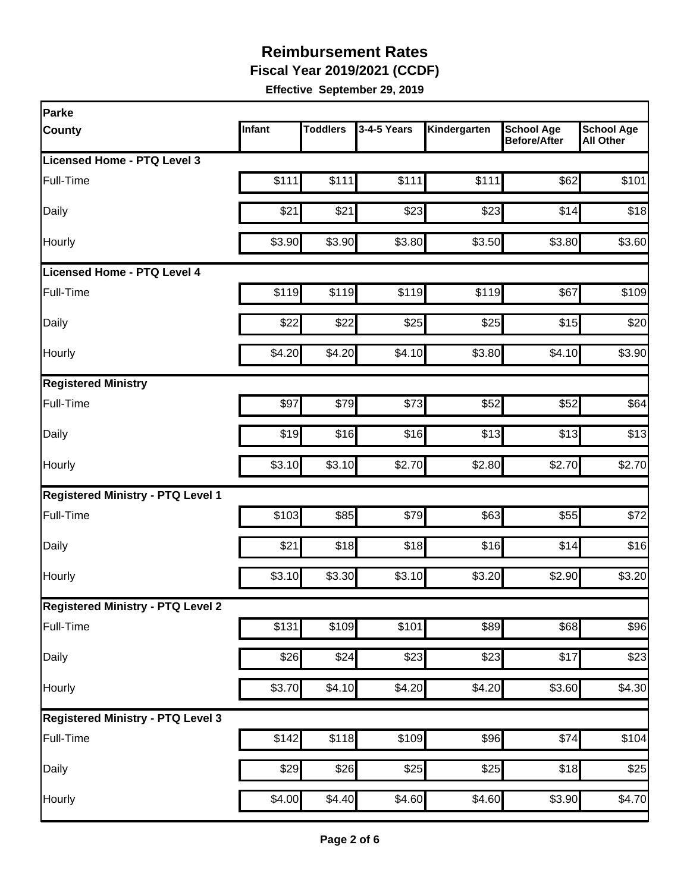# Reimbursement Rates

**Fiscal Year 2019/2021 (CCDF)**

**Effective September 29, 2019**

| Parke County | Infant | Toddlers | 3-4-5 Years | Kindergarten | School Age Before/After | School Age All Other |
|---|---|---|---|---|---|---|
| **Licensed Home - PTQ Level 3** | | | | | | |
| Full-Time | $111 | $111 | $111 | $111 | $62 | $101 |
| Daily | $21 | $21 | $23 | $23 | $14 | $18 |
| Hourly | $3.90 | $3.90 | $3.80 | $3.50 | $3.80 | $3.60 |
| **Licensed Home - PTQ Level 4** | | | | | | |
| Full-Time | $119 | $119 | $119 | $119 | $67 | $109 |
| Daily | $22 | $22 | $25 | $25 | $15 | $20 |
| Hourly | $4.20 | $4.20 | $4.10 | $3.80 | $4.10 | $3.90 |
| **Registered Ministry** | | | | | | |
| Full-Time | $97 | $79 | $73 | $52 | $52 | $64 |
| Daily | $19 | $16 | $16 | $13 | $13 | $13 |
| Hourly | $3.10 | $3.10 | $2.70 | $2.80 | $2.70 | $2.70 |
| **Registered Ministry - PTQ Level 1** | | | | | | |
| Full-Time | $103 | $85 | $79 | $63 | $55 | $72 |
| Daily | $21 | $18 | $18 | $16 | $14 | $16 |
| Hourly | $3.10 | $3.30 | $3.10 | $3.20 | $2.90 | $3.20 |
| **Registered Ministry - PTQ Level 2** | | | | | | |
| Full-Time | $131 | $109 | $101 | $89 | $68 | $96 |
| Daily | $26 | $24 | $23 | $23 | $17 | $23 |
| Hourly | $3.70 | $4.10 | $4.20 | $4.20 | $3.60 | $4.30 |
| **Registered Ministry - PTQ Level 3** | | | | | | |
| Full-Time | $142 | $118 | $109 | $96 | $74 | $104 |
| Daily | $29 | $26 | $25 | $25 | $18 | $25 |
| Hourly | $4.00 | $4.40 | $4.60 | $4.60 | $3.90 | $4.70 |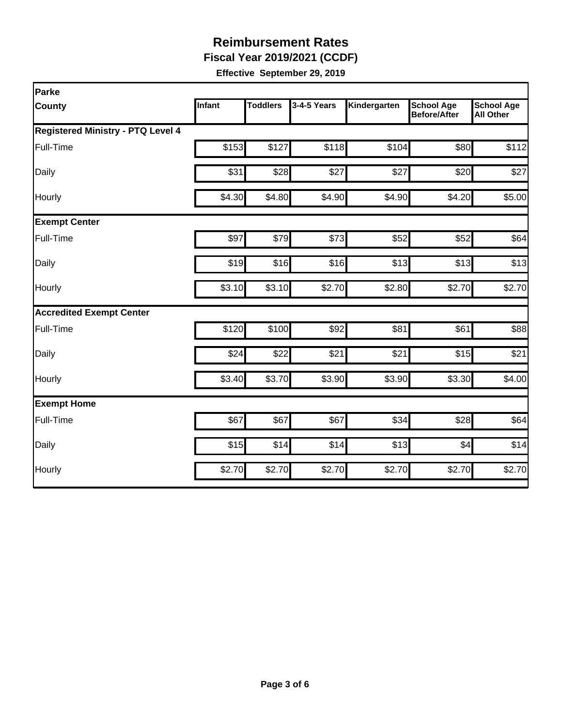# Reimbursement Rates

**Fiscal Year 2019/2021 (CCDF)**

**Effective September 29, 2019**

| Parke County | Infant | Toddlers | 3-4-5 Years | Kindergarten | School Age Before/After | School Age All Other |
|---|---|---|---|---|---|---|
| **Registered Ministry - PTQ Level 4** | | | | | | |
| Full-Time | $153 | $127 | $118 | $104 | $80 | $112 |
| Daily | $31 | $28 | $27 | $27 | $20 | $27 |
| Hourly | $4.30 | $4.80 | $4.90 | $4.90 | $4.20 | $5.00 |
| **Exempt Center** | | | | | | |
| Full-Time | $97 | $79 | $73 | $52 | $52 | $64 |
| Daily | $19 | $16 | $16 | $13 | $13 | $13 |
| Hourly | $3.10 | $3.10 | $2.70 | $2.80 | $2.70 | $2.70 |
| **Accredited Exempt Center** | | | | | | |
| Full-Time | $120 | $100 | $92 | $81 | $61 | $88 |
| Daily | $24 | $22 | $21 | $21 | $15 | $21 |
| Hourly | $3.40 | $3.70 | $3.90 | $3.90 | $3.30 | $4.00 |
| **Exempt Home** | | | | | | |
| Full-Time | $67 | $67 | $67 | $34 | $28 | $64 |
| Daily | $15 | $14 | $14 | $13 | $4 | $14 |
| Hourly | $2.70 | $2.70 | $2.70 | $2.70 | $2.70 | $2.70 |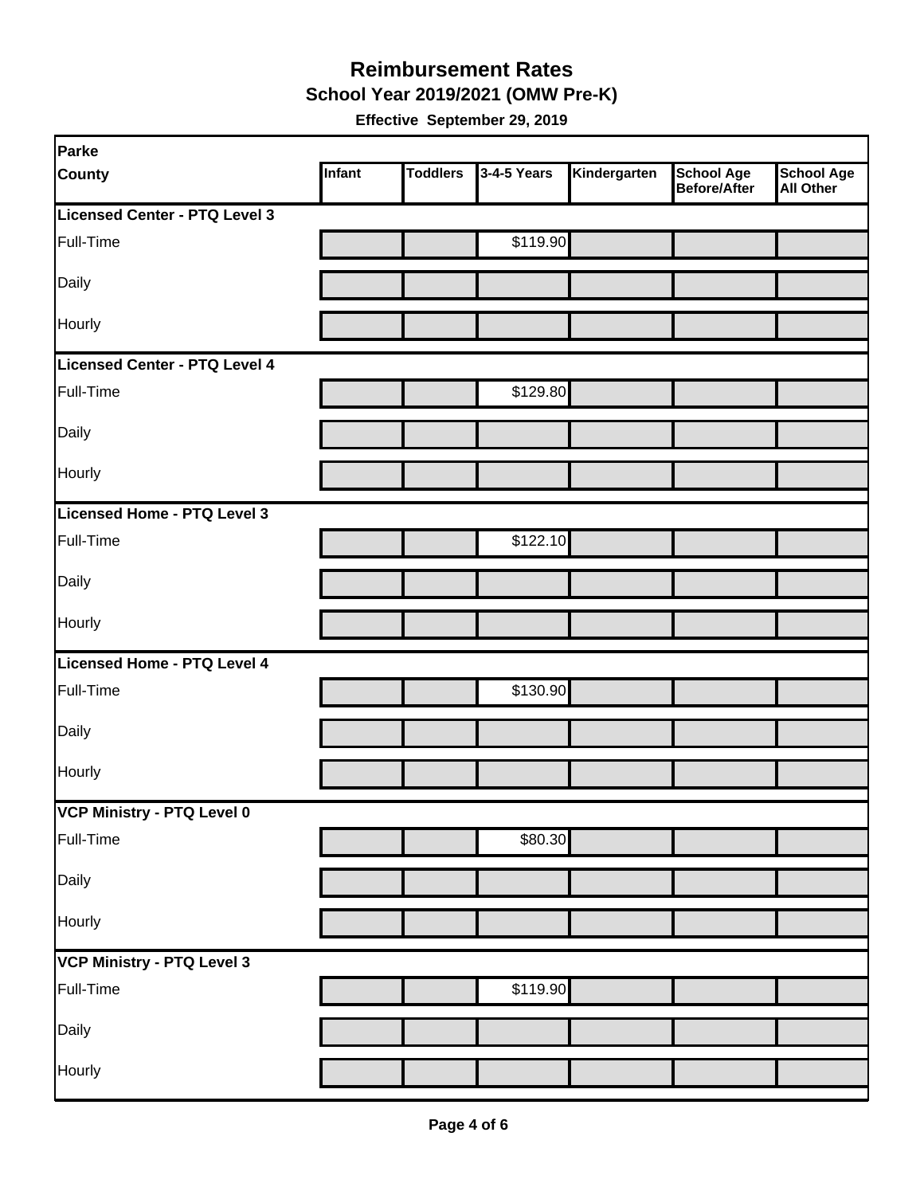# Reimbursement Rates

**School Year 2019/2021 (OMW Pre-K)**

**Effective September 29, 2019**

| Parke County | Infant | Toddlers | 3-4-5 Years | Kindergarten | School Age Before/After | School Age All Other |
|---|---|---|---|---|---|---|
| **Licensed Center - PTQ Level 3** | | | | | | |
| Full-Time | | | $119.90 | | | |
| Daily | | | | | | |
| Hourly | | | | | | |
| **Licensed Center - PTQ Level 4** | | | | | | |
| Full-Time | | | $129.80 | | | |
| Daily | | | | | | |
| Hourly | | | | | | |
| **Licensed Home - PTQ Level 3** | | | | | | |
| Full-Time | | | $122.10 | | | |
| Daily | | | | | | |
| Hourly | | | | | | |
| **Licensed Home - PTQ Level 4** | | | | | | |
| Full-Time | | | $130.90 | | | |
| Daily | | | | | | |
| Hourly | | | | | | |
| **VCP Ministry - PTQ Level 0** | | | | | | |
| Full-Time | | | $80.30 | | | |
| Daily | | | | | | |
| Hourly | | | | | | |
| **VCP Ministry - PTQ Level 3** | | | | | | |
| Full-Time | | | $119.90 | | | |
| Daily | | | | | | |
| Hourly | | | | | | |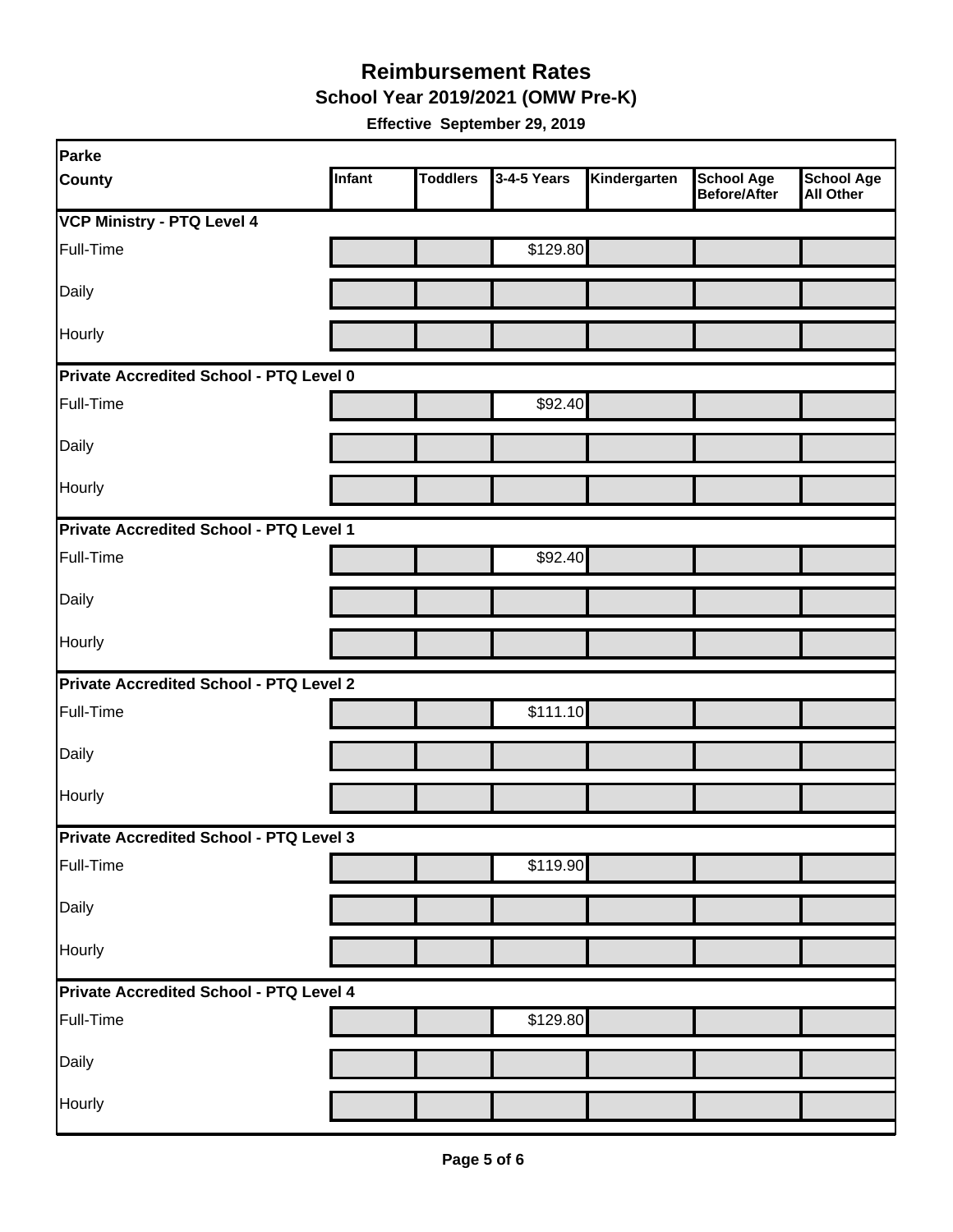# Reimbursement Rates

## School Year 2019/2021 (OMW Pre-K)

**Effective September 29, 2019**

| Parke County | Infant | Toddlers | 3-4-5 Years | Kindergarten | School Age Before/After | School Age All Other |
|---|---|---|---|---|---|---|
| **VCP Ministry - PTQ Level 4** | | | | | | |
| Full-Time | | | $129.80 | | | |
| Daily | | | | | | |
| Hourly | | | | | | |
| **Private Accredited School - PTQ Level 0** | | | | | | |
| Full-Time | | | $92.40 | | | |
| Daily | | | | | | |
| Hourly | | | | | | |
| **Private Accredited School - PTQ Level 1** | | | | | | |
| Full-Time | | | $92.40 | | | |
| Daily | | | | | | |
| Hourly | | | | | | |
| **Private Accredited School - PTQ Level 2** | | | | | | |
| Full-Time | | | $111.10 | | | |
| Daily | | | | | | |
| Hourly | | | | | | |
| **Private Accredited School - PTQ Level 3** | | | | | | |
| Full-Time | | | $119.90 | | | |
| Daily | | | | | | |
| Hourly | | | | | | |
| **Private Accredited School - PTQ Level 4** | | | | | | |
| Full-Time | | | $129.80 | | | |
| Daily | | | | | | |
| Hourly | | | | | | |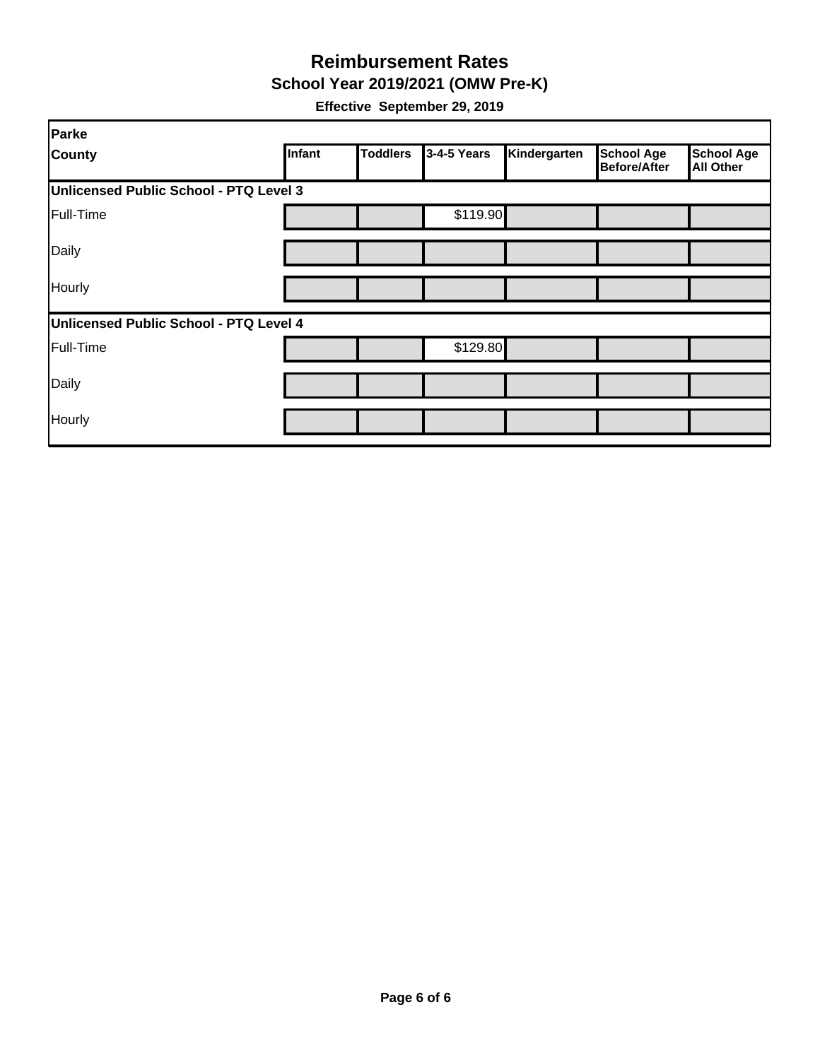# Reimbursement Rates

## School Year 2019/2021 (OMW Pre-K)

**Effective September 29, 2019**

| **Parke County** | **Infant** | **Toddlers** | **3-4-5 Years** | **Kindergarten** | **School Age Before/After** | **School Age All Other** |
|---|---|---|---|---|---|---|
| **Unlicensed Public School - PTQ Level 3** | | | | | | |
| Full-Time | | | $119.90 | | | |
| Daily | | | | | | |
| Hourly | | | | | | |
| **Unlicensed Public School - PTQ Level 4** | | | | | | |
| Full-Time | | | $129.80 | | | |
| Daily | | | | | | |
| Hourly | | | | | | |